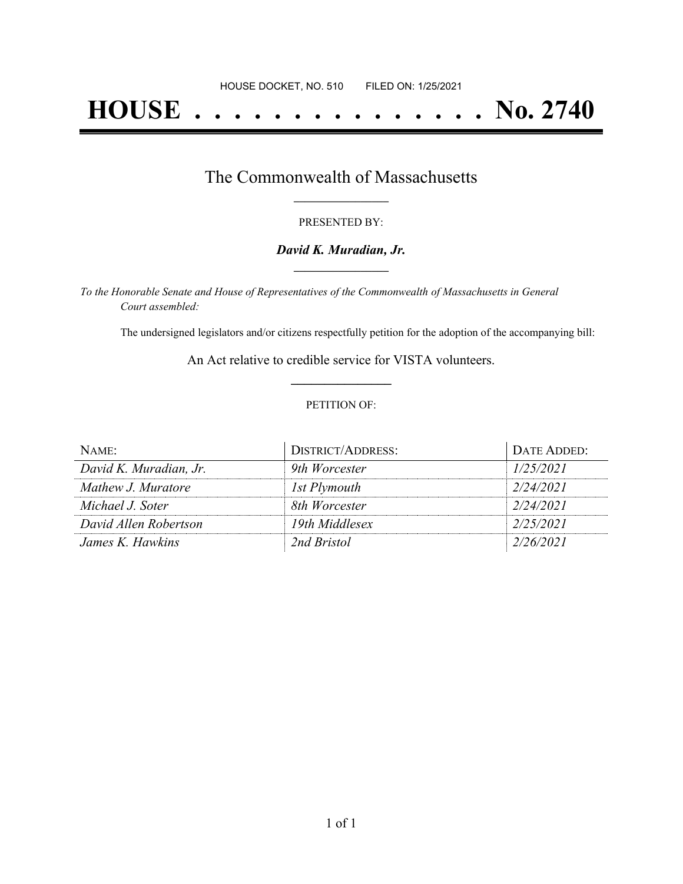HOUSE DOCKET, NO. 510        FILED ON: 1/25/2021

# HOUSE . . . . . . . . . . . . . . . No. 2740

## The Commonwealth of Massachusetts

PRESENTED BY:

***David K. Muradian, Jr.***

*To the Honorable Senate and House of Representatives of the Commonwealth of Massachusetts in General Court assembled:*

The undersigned legislators and/or citizens respectfully petition for the adoption of the accompanying bill:

An Act relative to credible service for VISTA volunteers.

PETITION OF:

| NAME: | DISTRICT/ADDRESS: | DATE ADDED: |
|---|---|---|
| *David K. Muradian, Jr.* | *9th Worcester* | *1/25/2021* |
| *Mathew J. Muratore* | *1st Plymouth* | *2/24/2021* |
| *Michael J. Soter* | *8th Worcester* | *2/24/2021* |
| *David Allen Robertson* | *19th Middlesex* | *2/25/2021* |
| *James K. Hawkins* | *2nd Bristol* | *2/26/2021* |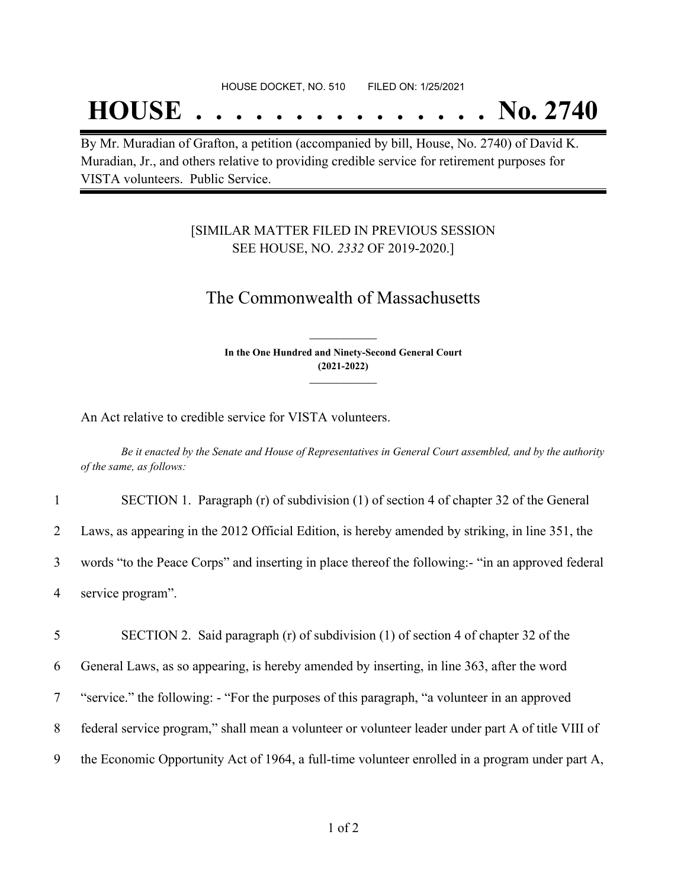HOUSE DOCKET, NO. 510 FILED ON: 1/25/2021

# HOUSE . . . . . . . . . . . . . . . No. 2740

By Mr. Muradian of Grafton, a petition (accompanied by bill, House, No. 2740) of David K. Muradian, Jr., and others relative to providing credible service for retirement purposes for VISTA volunteers. Public Service.

[SIMILAR MATTER FILED IN PREVIOUS SESSION SEE HOUSE, NO. *2332* OF 2019-2020.]

## The Commonwealth of Massachusetts

**In the One Hundred and Ninety-Second General Court (2021-2022)**

An Act relative to credible service for VISTA volunteers.

*Be it enacted by the Senate and House of Representatives in General Court assembled, and by the authority of the same, as follows:*

1 SECTION 1. Paragraph (r) of subdivision (1) of section 4 of chapter 32 of the General
2 Laws, as appearing in the 2012 Official Edition, is hereby amended by striking, in line 351, the
3 words "to the Peace Corps" and inserting in place thereof the following:- "in an approved federal
4 service program".

5 SECTION 2. Said paragraph (r) of subdivision (1) of section 4 of chapter 32 of the
6 General Laws, as so appearing, is hereby amended by inserting, in line 363, after the word
7 "service." the following: - "For the purposes of this paragraph, "a volunteer in an approved
8 federal service program," shall mean a volunteer or volunteer leader under part A of title VIII of
9 the Economic Opportunity Act of 1964, a full-time volunteer enrolled in a program under part A,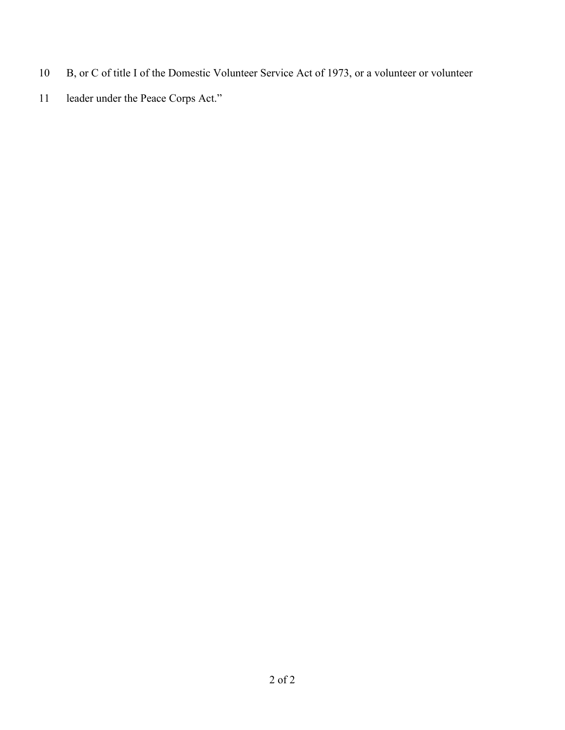B, or C of title I of the Domestic Volunteer Service Act of 1973, or a volunteer or volunteer leader under the Peace Corps Act."